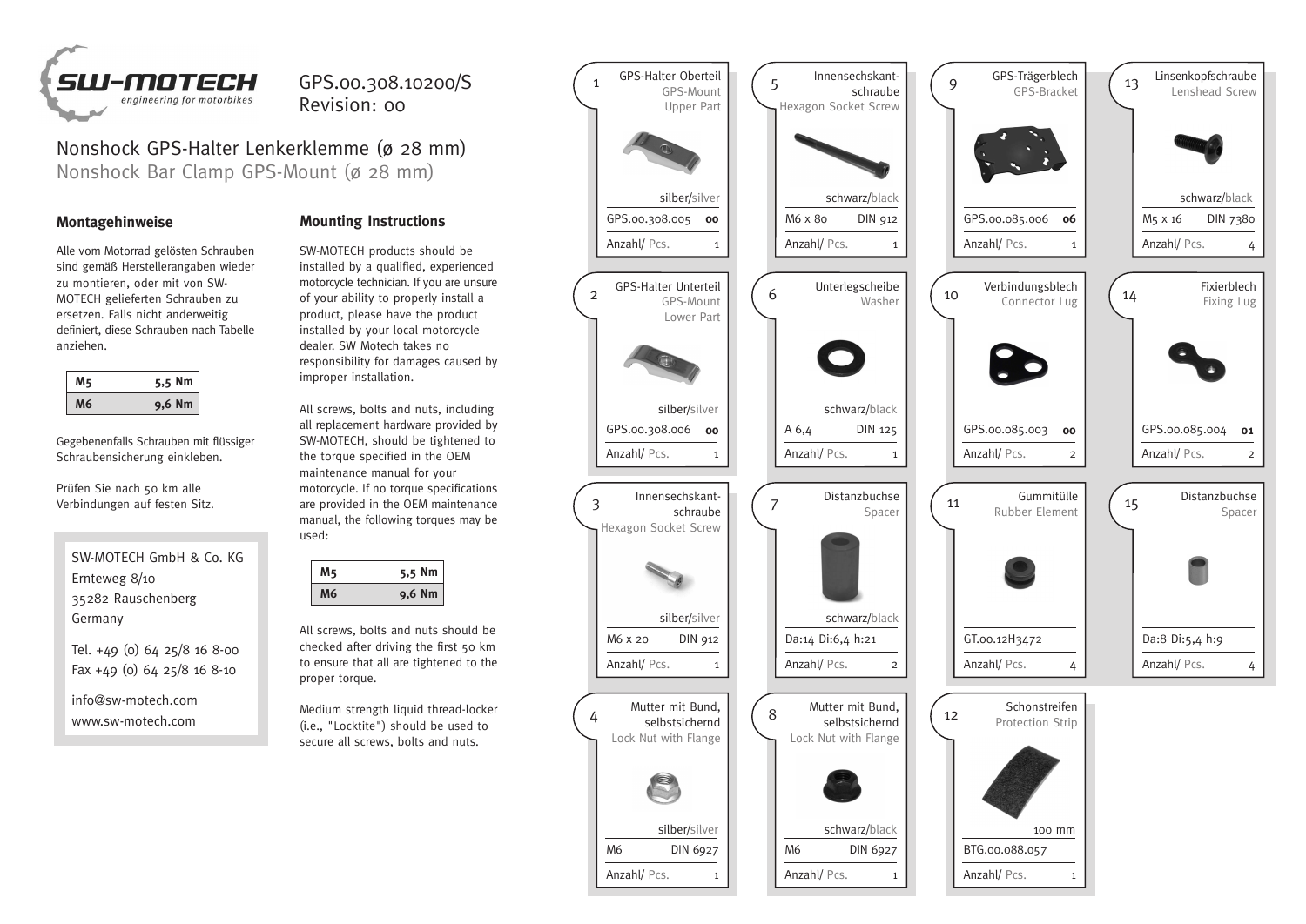SW-MOTECH engineering for motorbikes

GPS.00.308.10200/S
Revision: 00

# Nonshock GPS-Halter Lenkerklemme (ø 28 mm)

## Nonshock Bar Clamp GPS-Mount (ø 28 mm)

### Montagehinweise

Alle vom Motorrad gelösten Schrauben sind gemäß Herstellerangaben wieder zu montieren, oder mit von SW-MOTECH gelieferten Schrauben zu ersetzen. Falls nicht anderweitig definiert, diese Schrauben nach Tabelle anziehen.

| M5 | 5,5 Nm |
|---|---|
| M6 | 9,6 Nm |

Gegebenenfalls Schrauben mit flüssiger Schraubensicherung einkleben.

Prüfen Sie nach 50 km alle Verbindungen auf festen Sitz.

SW-MOTECH GmbH & Co. KG
Ernteweg 8/10
35282 Rauschenberg
Germany

Tel. +49 (0) 64 25/8 16 8-00
Fax +49 (0) 64 25/8 16 8-10

info@sw-motech.com
www.sw-motech.com

### Mounting Instructions

SW-MOTECH products should be installed by a qualified, experienced motorcycle technician. If you are unsure of your ability to properly install a product, please have the product installed by your local motorcycle dealer. SW Motech takes no responsibility for damages caused by improper installation.

All screws, bolts and nuts, including all replacement hardware provided by SW-MOTECH, should be tightened to the torque specified in the OEM maintenance manual for your motorcycle. If no torque specifications are provided in the OEM maintenance manual, the following torques may be used:

| M5 | 5,5 Nm |
|---|---|
| M6 | 9,6 Nm |

All screws, bolts and nuts should be checked after driving the first 50 km to ensure that all are tightened to the proper torque.

Medium strength liquid thread-locker (i.e., "Locktite") should be used to secure all screws, bolts and nuts.

| Nr. | Bezeichnung / Description | Farbe / Color | Artikel / Spec | Norm | Anzahl/ Pcs. |
|---|---|---|---|---|---|
| 1 | GPS-Halter Oberteil / GPS-Mount Upper Part | silber/silver | GPS.00.308.005 **00** | | 1 |
| 2 | GPS-Halter Unterteil / GPS-Mount Lower Part | silber/silver | GPS.00.308.006 **00** | | 1 |
| 3 | Innensechskantschraube / Hexagon Socket Screw | silber/silver | M6 x 20 | DIN 912 | 1 |
| 4 | Mutter mit Bund, selbstsichernd / Lock Nut with Flange | silber/silver | M6 | DIN 6927 | 1 |
| 5 | Innensechskantschraube / Hexagon Socket Screw | schwarz/black | M6 x 80 | DIN 912 | 1 |
| 6 | Unterlegscheibe / Washer | schwarz/black | A 6,4 | DIN 125 | 1 |
| 7 | Distanzbuchse / Spacer | schwarz/black | Da:14 Di:6,4 h:21 | | 2 |
| 8 | Mutter mit Bund, selbstsichernd / Lock Nut with Flange | schwarz/black | M6 | DIN 6927 | 1 |
| 9 | GPS-Trägerblech / GPS-Bracket | | GPS.00.085.006 **06** | | 1 |
| 10 | Verbindungsblech / Connector Lug | | GPS.00.085.003 **00** | | 2 |
| 11 | Gummitülle / Rubber Element | | GT.00.12H3472 | | 4 |
| 12 | Schonstreifen / Protection Strip | 100 mm | BTG.00.088.057 | | 1 |
| 13 | Linsenkopfschraube / Lenshead Screw | schwarz/black | M5 x 16 | DIN 7380 | 4 |
| 14 | Fixierblech / Fixing Lug | | GPS.00.085.004 **01** | | 2 |
| 15 | Distanzbuchse / Spacer | | Da:8 Di:5,4 h:9 | | 4 |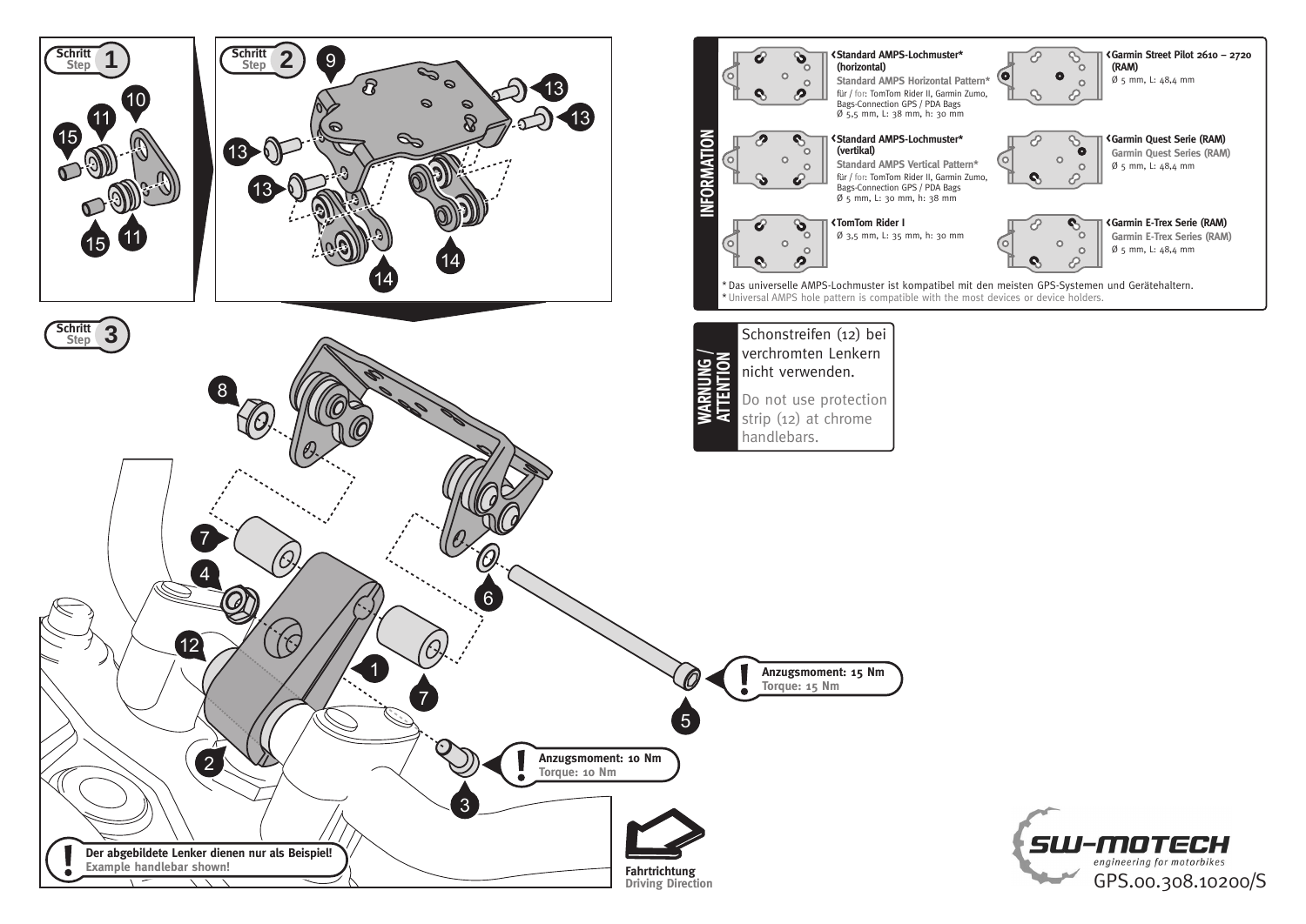**Schritt 1** / Step

**Schritt 2** / Step

**Schritt 3** / Step

## INFORMATION

**Standard AMPS-Lochmuster* (horizontal)**
Standard AMPS Horizontal Pattern*
für / for: TomTom Rider II, Garmin Zumo, Bags-Connection GPS / PDA Bags
Ø 5,5 mm, L: 38 mm, h: 30 mm

**Garmin Street Pilot 2610 – 2720 (RAM)**
Ø 5 mm, L: 48,4 mm

**Standard AMPS-Lochmuster* (vertikal)**
Standard AMPS Vertical Pattern*
für / for: TomTom Rider II, Garmin Zumo, Bags-Connection GPS / PDA Bags
Ø 5 mm, L: 30 mm, h: 38 mm

**Garmin Quest Serie (RAM)**
Garmin Quest Series (RAM)
Ø 5 mm, L: 48,4 mm

**TomTom Rider I**
Ø 3,5 mm, L: 35 mm, h: 30 mm

**Garmin E-Trex Serie (RAM)**
Garmin E-Trex Series (RAM)
Ø 5 mm, L: 48,4 mm

* Das universelle AMPS-Lochmuster ist kompatibel mit den meisten GPS-Systemen und Gerätehaltern.
* Universal AMPS hole pattern is compatible with the most devices or device holders.

## WARNUNG / ATTENTION

Schonstreifen (12) bei verchromten Lenkern nicht verwenden.

Do not use protection strip (12) at chrome handlebars.

**Anzugsmoment: 15 Nm**
Torque: 15 Nm

**Anzugsmoment: 10 Nm**
Torque: 10 Nm

**Der abgebildete Lenker dienen nur als Beispiel!**
Example handlebar shown!

**Fahrtrichtung**
Driving Direction

SW-MOTECH
engineering for motorbikes
GPS.00.308.10200/S